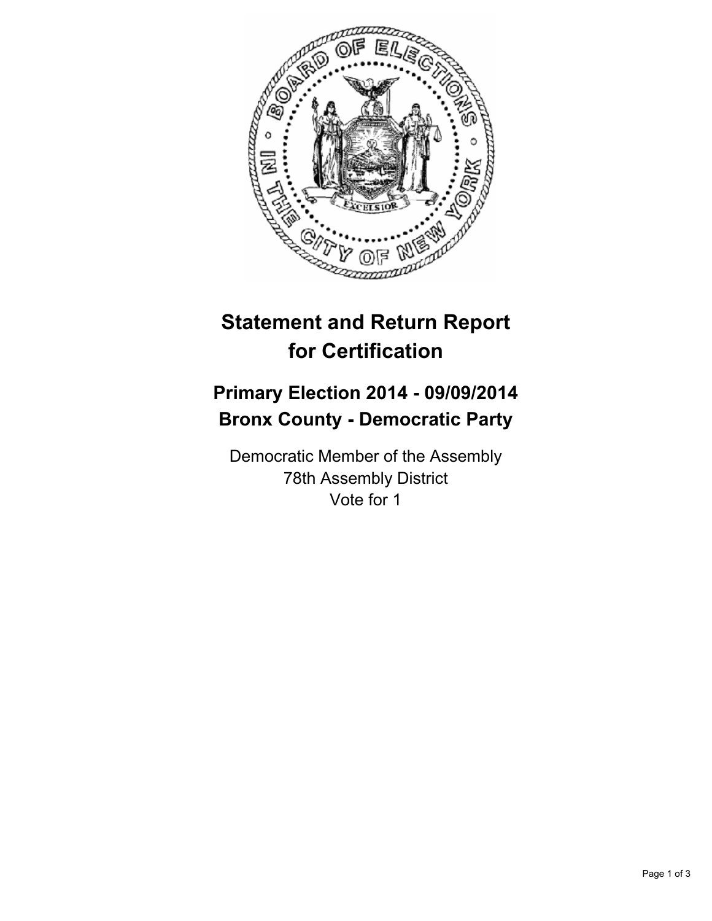# Statement and Return Report for Certification

## Primary Election 2014 - 09/09/2014
## Bronx County - Democratic Party

Democratic Member of the Assembly
78th Assembly District
Vote for 1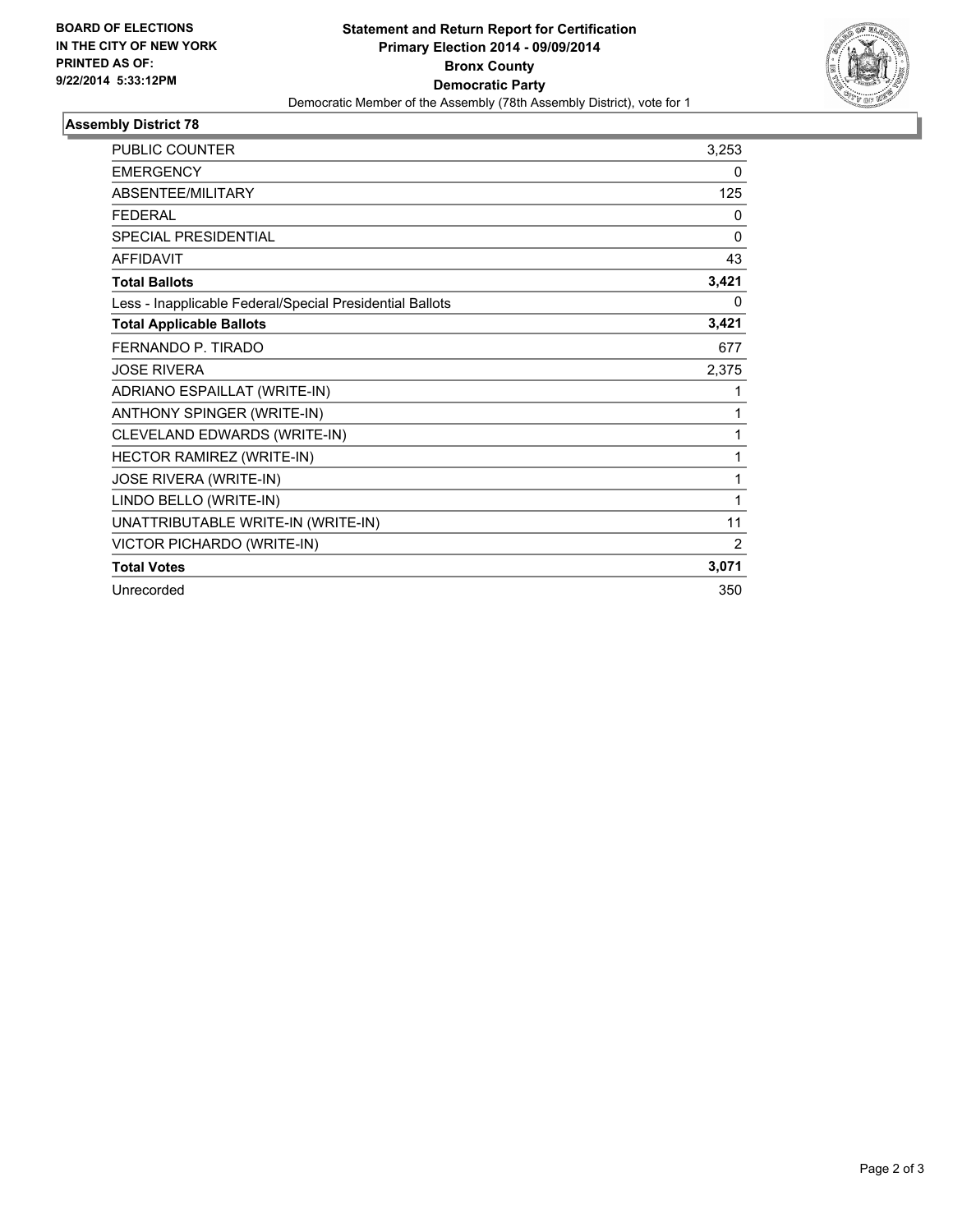**BOARD OF ELECTIONS IN THE CITY OF NEW YORK PRINTED AS OF: 9/22/2014 5:33:12PM**

# Statement and Return Report for Certification

## Primary Election 2014 - 09/09/2014

## Bronx County

## Democratic Party

Democratic Member of the Assembly (78th Assembly District), vote for 1

### Assembly District 78

| | |
|---|---|
| PUBLIC COUNTER | 3,253 |
| EMERGENCY | 0 |
| ABSENTEE/MILITARY | 125 |
| FEDERAL | 0 |
| SPECIAL PRESIDENTIAL | 0 |
| AFFIDAVIT | 43 |
| **Total Ballots** | **3,421** |
| Less - Inapplicable Federal/Special Presidential Ballots | 0 |
| **Total Applicable Ballots** | **3,421** |
| FERNANDO P. TIRADO | 677 |
| JOSE RIVERA | 2,375 |
| ADRIANO ESPAILLAT (WRITE-IN) | 1 |
| ANTHONY SPINGER (WRITE-IN) | 1 |
| CLEVELAND EDWARDS (WRITE-IN) | 1 |
| HECTOR RAMIREZ (WRITE-IN) | 1 |
| JOSE RIVERA (WRITE-IN) | 1 |
| LINDO BELLO (WRITE-IN) | 1 |
| UNATTRIBUTABLE WRITE-IN (WRITE-IN) | 11 |
| VICTOR PICHARDO (WRITE-IN) | 2 |
| **Total Votes** | **3,071** |
| Unrecorded | 350 |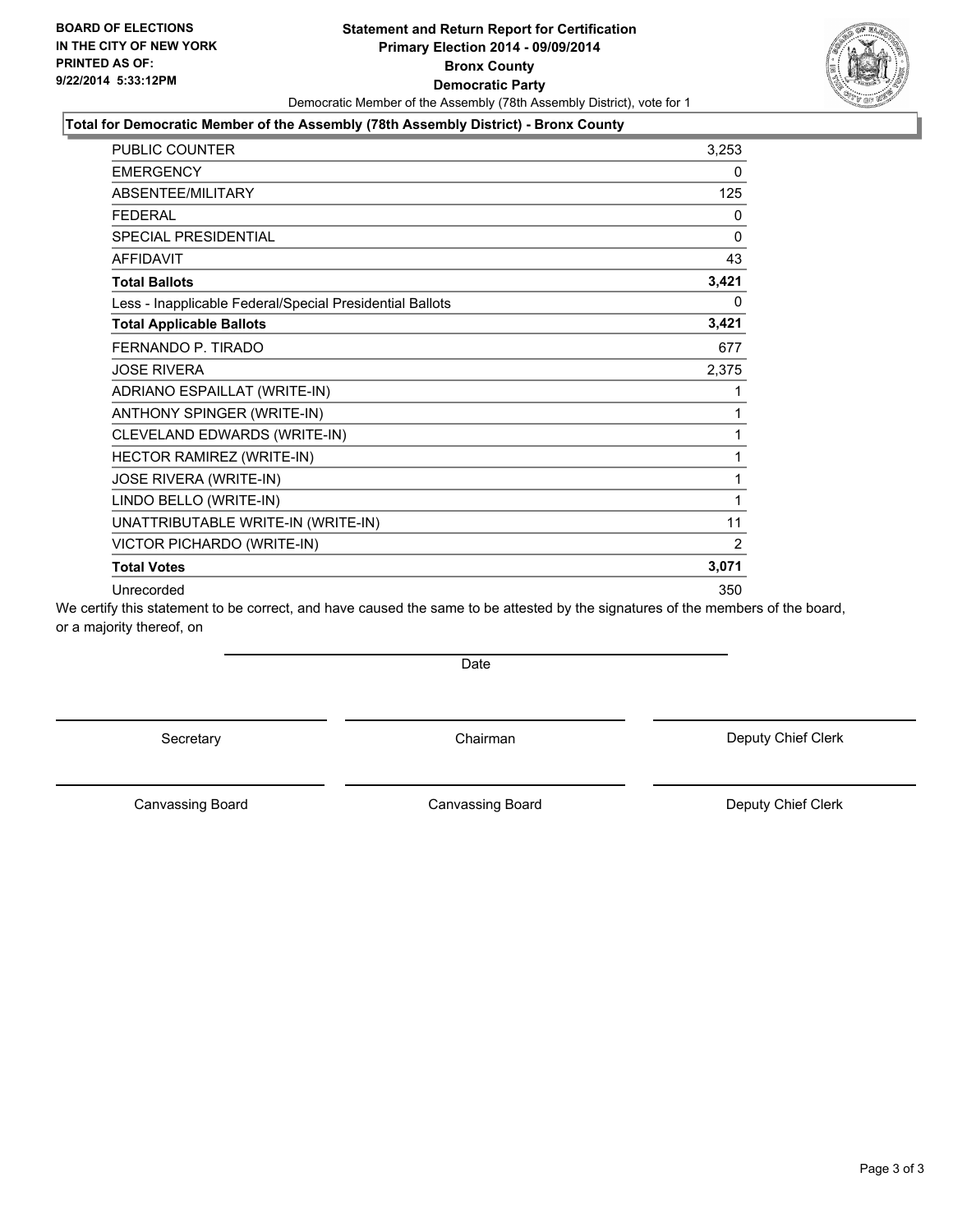**BOARD OF ELECTIONS IN THE CITY OF NEW YORK PRINTED AS OF: 9/22/2014 5:33:12PM**

# Statement and Return Report for Certification
## Primary Election 2014 - 09/09/2014
## Bronx County
## Democratic Party

Democratic Member of the Assembly (78th Assembly District), vote for 1

**Total for Democratic Member of the Assembly (78th Assembly District) - Bronx County**

| | |
|---|---|
| PUBLIC COUNTER | 3,253 |
| EMERGENCY | 0 |
| ABSENTEE/MILITARY | 125 |
| FEDERAL | 0 |
| SPECIAL PRESIDENTIAL | 0 |
| AFFIDAVIT | 43 |
| **Total Ballots** | **3,421** |
| Less - Inapplicable Federal/Special Presidential Ballots | 0 |
| **Total Applicable Ballots** | **3,421** |
| FERNANDO P. TIRADO | 677 |
| JOSE RIVERA | 2,375 |
| ADRIANO ESPAILLAT (WRITE-IN) | 1 |
| ANTHONY SPINGER (WRITE-IN) | 1 |
| CLEVELAND EDWARDS (WRITE-IN) | 1 |
| HECTOR RAMIREZ (WRITE-IN) | 1 |
| JOSE RIVERA (WRITE-IN) | 1 |
| LINDO BELLO (WRITE-IN) | 1 |
| UNATTRIBUTABLE WRITE-IN (WRITE-IN) | 11 |
| VICTOR PICHARDO (WRITE-IN) | 2 |
| **Total Votes** | **3,071** |
| Unrecorded | 350 |

We certify this statement to be correct, and have caused the same to be attested by the signatures of the members of the board, or a majority thereof, on

Date

Secretary | Chairman | Deputy Chief Clerk

Canvassing Board | Canvassing Board | Deputy Chief Clerk